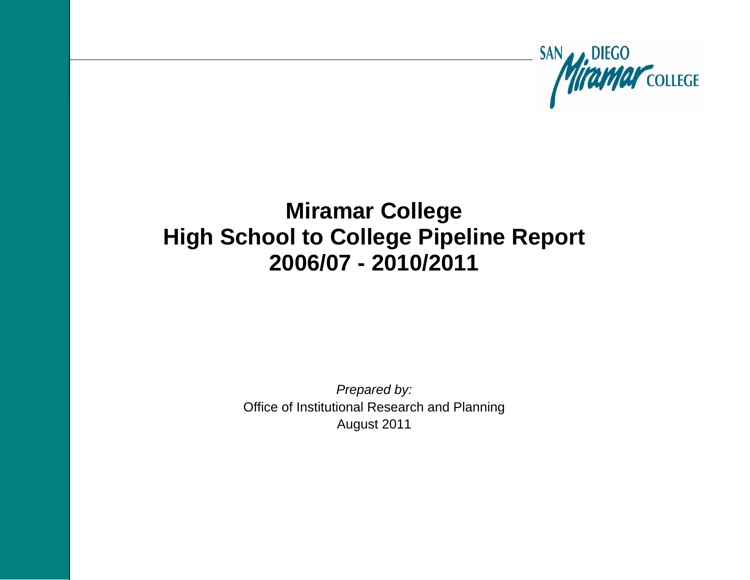SAN DIEGO Miramar COLLEGE

# Miramar College
# High School to College Pipeline Report
# 2006/07 - 2010/2011

*Prepared by:*

Office of Institutional Research and Planning

August 2011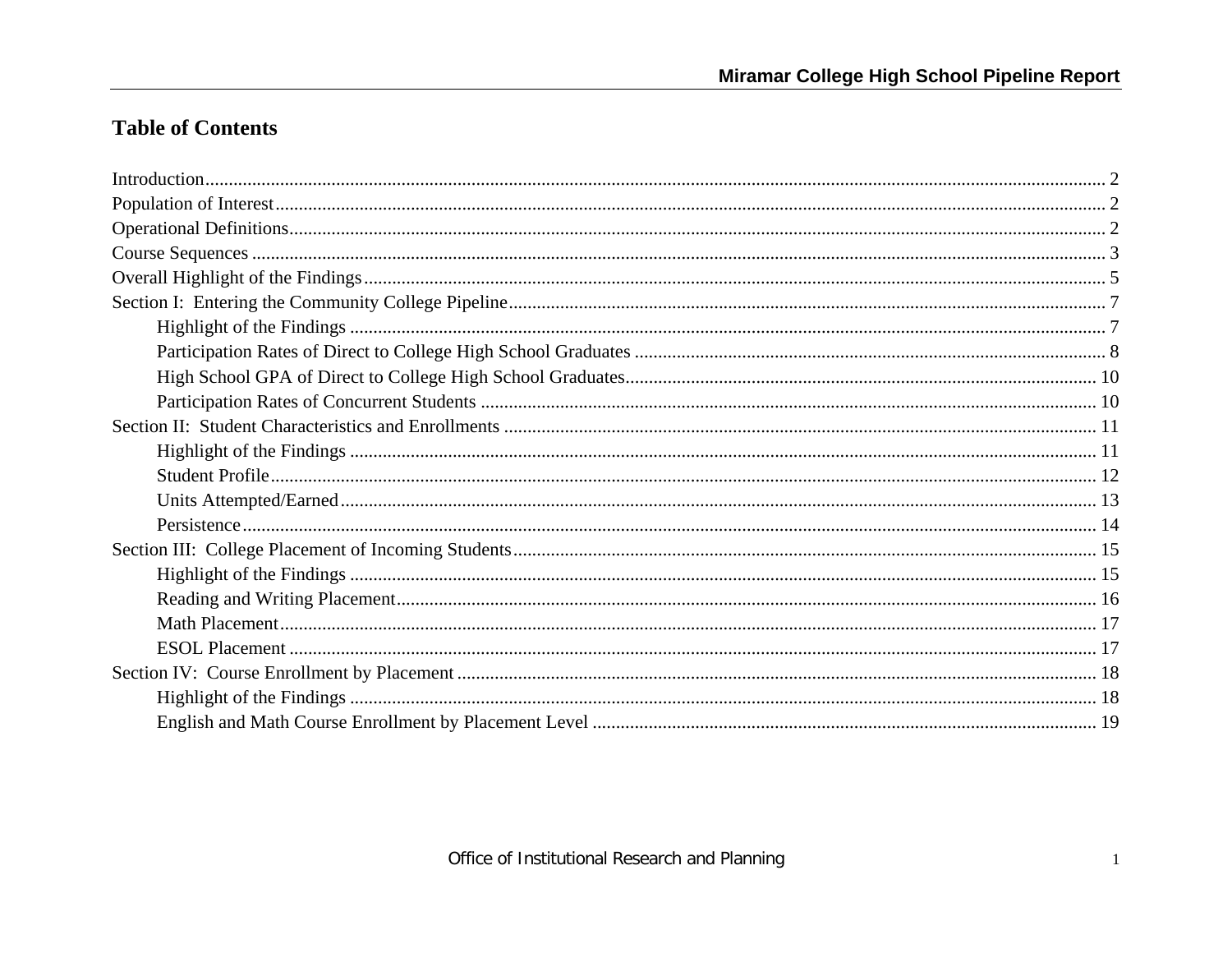## Table of Contents

Introduction .......... 2
Population of Interest .......... 2
Operational Definitions .......... 2
Course Sequences .......... 3
Overall Highlight of the Findings .......... 5
Section I: Entering the Community College Pipeline .......... 7
- Highlight of the Findings .......... 7
- Participation Rates of Direct to College High School Graduates .......... 8
- High School GPA of Direct to College High School Graduates .......... 10
- Participation Rates of Concurrent Students .......... 10

Section II: Student Characteristics and Enrollments .......... 11
- Highlight of the Findings .......... 11
- Student Profile .......... 12
- Units Attempted/Earned .......... 13
- Persistence .......... 14

Section III: College Placement of Incoming Students .......... 15
- Highlight of the Findings .......... 15
- Reading and Writing Placement .......... 16
- Math Placement .......... 17
- ESOL Placement .......... 17

Section IV: Course Enrollment by Placement .......... 18
- Highlight of the Findings .......... 18
- English and Math Course Enrollment by Placement Level .......... 19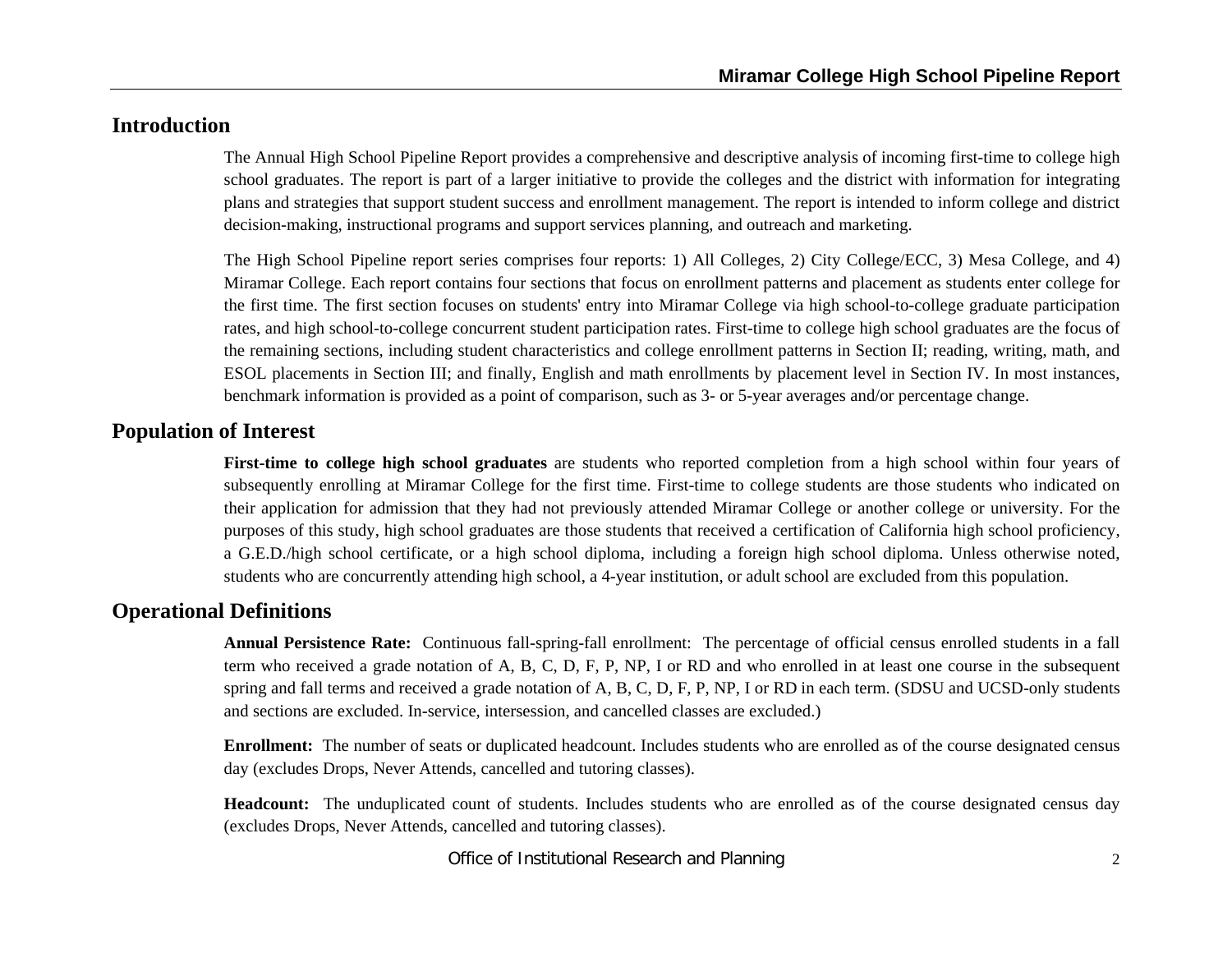## Introduction

The Annual High School Pipeline Report provides a comprehensive and descriptive analysis of incoming first-time to college high school graduates. The report is part of a larger initiative to provide the colleges and the district with information for integrating plans and strategies that support student success and enrollment management. The report is intended to inform college and district decision-making, instructional programs and support services planning, and outreach and marketing.

The High School Pipeline report series comprises four reports: 1) All Colleges, 2) City College/ECC, 3) Mesa College, and 4) Miramar College. Each report contains four sections that focus on enrollment patterns and placement as students enter college for the first time. The first section focuses on students' entry into Miramar College via high school-to-college graduate participation rates, and high school-to-college concurrent student participation rates. First-time to college high school graduates are the focus of the remaining sections, including student characteristics and college enrollment patterns in Section II; reading, writing, math, and ESOL placements in Section III; and finally, English and math enrollments by placement level in Section IV. In most instances, benchmark information is provided as a point of comparison, such as 3- or 5-year averages and/or percentage change.

## Population of Interest

**First-time to college high school graduates** are students who reported completion from a high school within four years of subsequently enrolling at Miramar College for the first time. First-time to college students are those students who indicated on their application for admission that they had not previously attended Miramar College or another college or university. For the purposes of this study, high school graduates are those students that received a certification of California high school proficiency, a G.E.D./high school certificate, or a high school diploma, including a foreign high school diploma. Unless otherwise noted, students who are concurrently attending high school, a 4-year institution, or adult school are excluded from this population.

## Operational Definitions

**Annual Persistence Rate:** Continuous fall-spring-fall enrollment: The percentage of official census enrolled students in a fall term who received a grade notation of A, B, C, D, F, P, NP, I or RD and who enrolled in at least one course in the subsequent spring and fall terms and received a grade notation of A, B, C, D, F, P, NP, I or RD in each term. (SDSU and UCSD-only students and sections are excluded. In-service, intersession, and cancelled classes are excluded.)

**Enrollment:** The number of seats or duplicated headcount. Includes students who are enrolled as of the course designated census day (excludes Drops, Never Attends, cancelled and tutoring classes).

**Headcount:** The unduplicated count of students. Includes students who are enrolled as of the course designated census day (excludes Drops, Never Attends, cancelled and tutoring classes).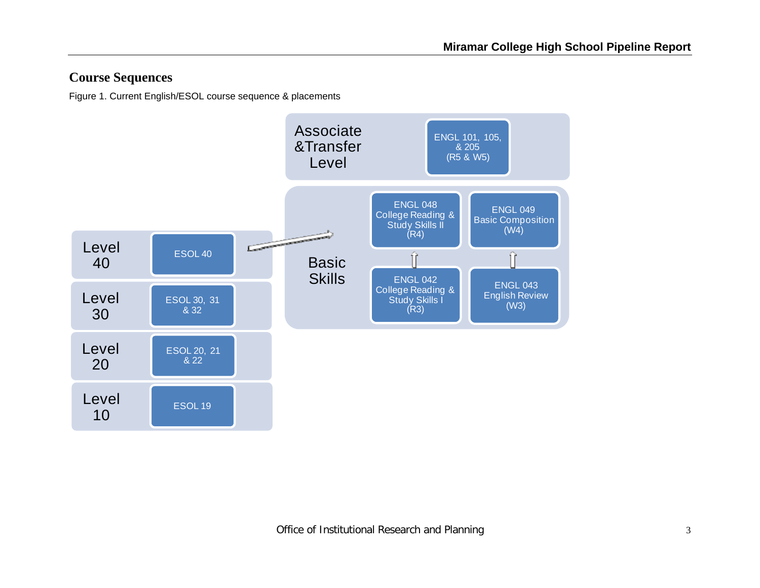## Course Sequences

Figure 1. Current English/ESOL course sequence & placements

**Associate & Transfer Level**
- ENGL 101, 105, & 205 (R5 & W5)

**Basic Skills**
- ENGL 048 College Reading & Study Skills II (R4)
- ENGL 049 Basic Composition (W4)
- ENGL 042 College Reading & Study Skills I (R3)
- ENGL 043 English Review (W3)

**Level 40**
- ESOL 40

**Level 30**
- ESOL 30, 31 & 32

**Level 20**
- ESOL 20, 21 & 22

**Level 10**
- ESOL 19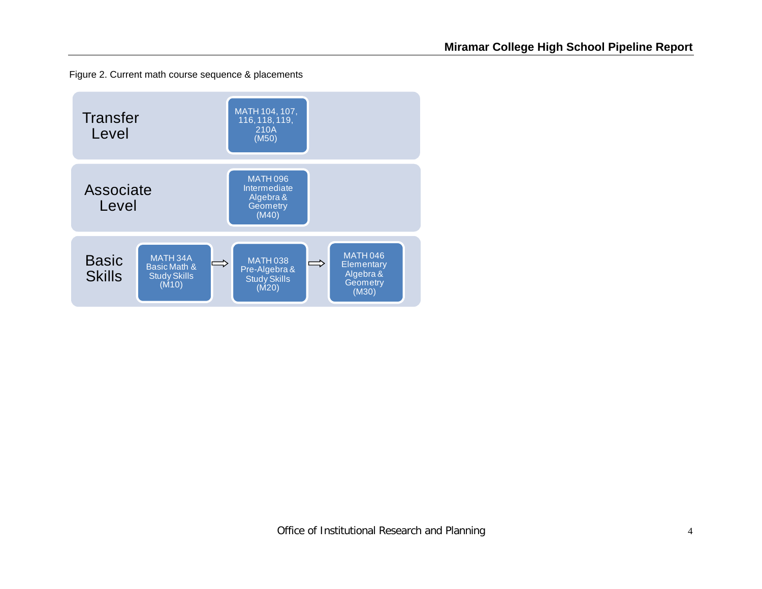Figure 2. Current math course sequence & placements

**Transfer Level**

- MATH 104, 107, 116, 118, 119, 210A (M50)

**Associate Level**

- MATH 096 Intermediate Algebra & Geometry (M40)

**Basic Skills**

- MATH 34A Basic Math & Study Skills (M10) ⇨ MATH 038 Pre-Algebra & Study Skills (M20) ⇨ MATH 046 Elementary Algebra & Geometry (M30)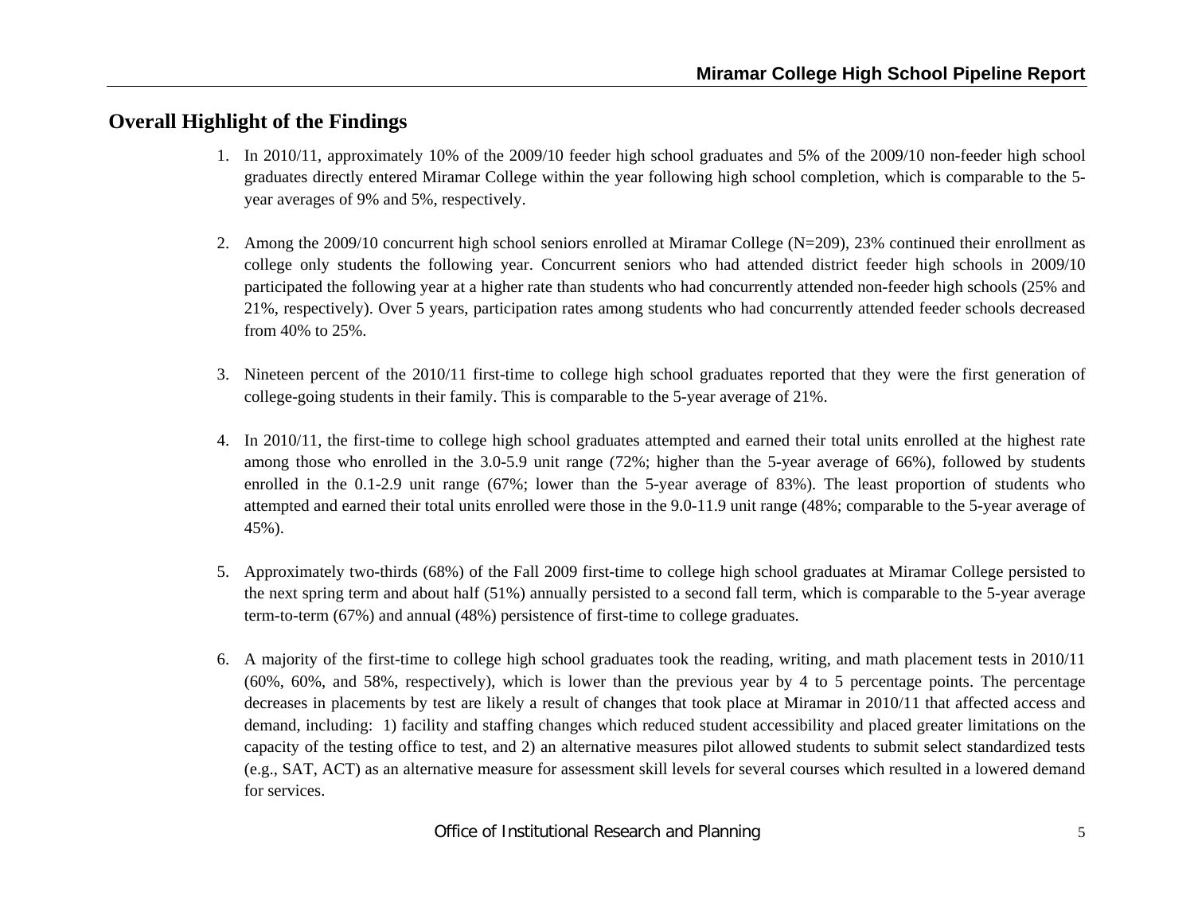## Overall Highlight of the Findings

1. In 2010/11, approximately 10% of the 2009/10 feeder high school graduates and 5% of the 2009/10 non-feeder high school graduates directly entered Miramar College within the year following high school completion, which is comparable to the 5-year averages of 9% and 5%, respectively.

2. Among the 2009/10 concurrent high school seniors enrolled at Miramar College (N=209), 23% continued their enrollment as college only students the following year. Concurrent seniors who had attended district feeder high schools in 2009/10 participated the following year at a higher rate than students who had concurrently attended non-feeder high schools (25% and 21%, respectively). Over 5 years, participation rates among students who had concurrently attended feeder schools decreased from 40% to 25%.

3. Nineteen percent of the 2010/11 first-time to college high school graduates reported that they were the first generation of college-going students in their family. This is comparable to the 5-year average of 21%.

4. In 2010/11, the first-time to college high school graduates attempted and earned their total units enrolled at the highest rate among those who enrolled in the 3.0-5.9 unit range (72%; higher than the 5-year average of 66%), followed by students enrolled in the 0.1-2.9 unit range (67%; lower than the 5-year average of 83%). The least proportion of students who attempted and earned their total units enrolled were those in the 9.0-11.9 unit range (48%; comparable to the 5-year average of 45%).

5. Approximately two-thirds (68%) of the Fall 2009 first-time to college high school graduates at Miramar College persisted to the next spring term and about half (51%) annually persisted to a second fall term, which is comparable to the 5-year average term-to-term (67%) and annual (48%) persistence of first-time to college graduates.

6. A majority of the first-time to college high school graduates took the reading, writing, and math placement tests in 2010/11 (60%, 60%, and 58%, respectively), which is lower than the previous year by 4 to 5 percentage points. The percentage decreases in placements by test are likely a result of changes that took place at Miramar in 2010/11 that affected access and demand, including: 1) facility and staffing changes which reduced student accessibility and placed greater limitations on the capacity of the testing office to test, and 2) an alternative measures pilot allowed students to submit select standardized tests (e.g., SAT, ACT) as an alternative measure for assessment skill levels for several courses which resulted in a lowered demand for services.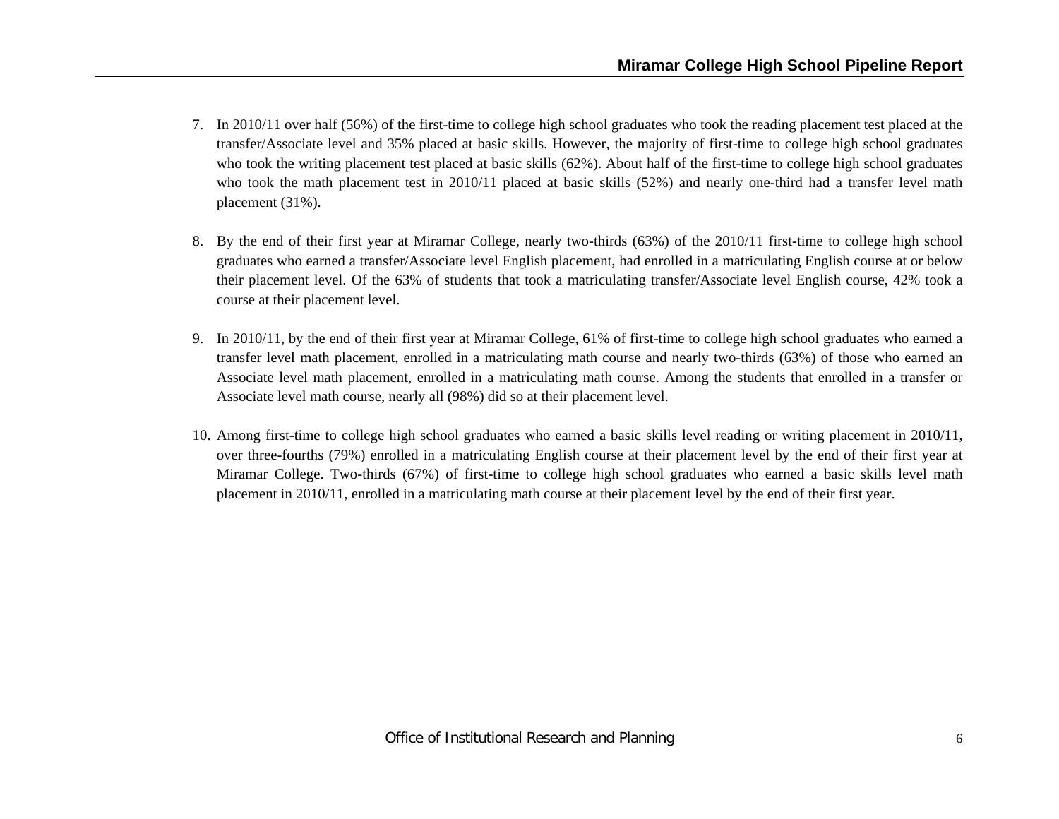7. In 2010/11 over half (56%) of the first-time to college high school graduates who took the reading placement test placed at the transfer/Associate level and 35% placed at basic skills. However, the majority of first-time to college high school graduates who took the writing placement test placed at basic skills (62%). About half of the first-time to college high school graduates who took the math placement test in 2010/11 placed at basic skills (52%) and nearly one-third had a transfer level math placement (31%).

8. By the end of their first year at Miramar College, nearly two-thirds (63%) of the 2010/11 first-time to college high school graduates who earned a transfer/Associate level English placement, had enrolled in a matriculating English course at or below their placement level. Of the 63% of students that took a matriculating transfer/Associate level English course, 42% took a course at their placement level.

9. In 2010/11, by the end of their first year at Miramar College, 61% of first-time to college high school graduates who earned a transfer level math placement, enrolled in a matriculating math course and nearly two-thirds (63%) of those who earned an Associate level math placement, enrolled in a matriculating math course. Among the students that enrolled in a transfer or Associate level math course, nearly all (98%) did so at their placement level.

10. Among first-time to college high school graduates who earned a basic skills level reading or writing placement in 2010/11, over three-fourths (79%) enrolled in a matriculating English course at their placement level by the end of their first year at Miramar College. Two-thirds (67%) of first-time to college high school graduates who earned a basic skills level math placement in 2010/11, enrolled in a matriculating math course at their placement level by the end of their first year.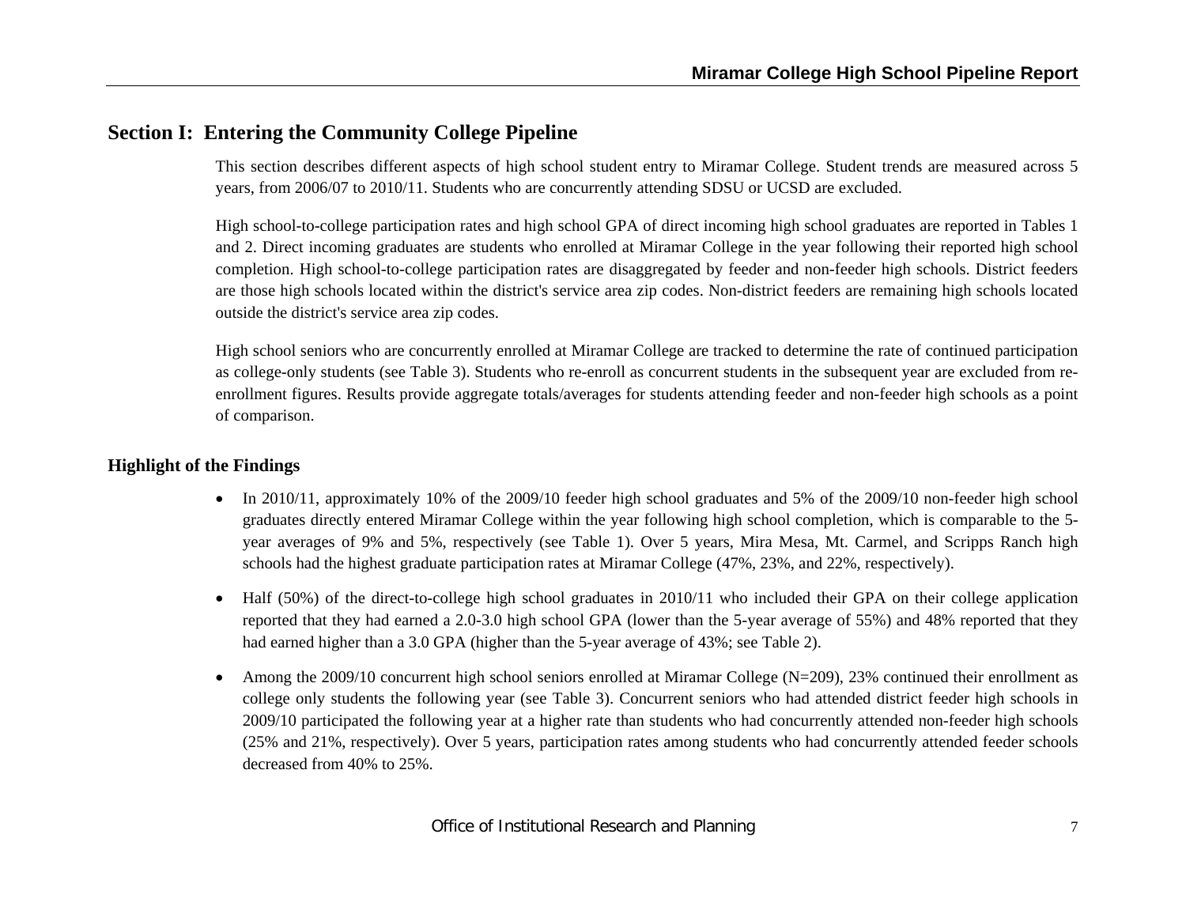## Section I: Entering the Community College Pipeline

This section describes different aspects of high school student entry to Miramar College. Student trends are measured across 5 years, from 2006/07 to 2010/11. Students who are concurrently attending SDSU or UCSD are excluded.

High school-to-college participation rates and high school GPA of direct incoming high school graduates are reported in Tables 1 and 2. Direct incoming graduates are students who enrolled at Miramar College in the year following their reported high school completion. High school-to-college participation rates are disaggregated by feeder and non-feeder high schools. District feeders are those high schools located within the district's service area zip codes. Non-district feeders are remaining high schools located outside the district's service area zip codes.

High school seniors who are concurrently enrolled at Miramar College are tracked to determine the rate of continued participation as college-only students (see Table 3). Students who re-enroll as concurrent students in the subsequent year are excluded from re-enrollment figures. Results provide aggregate totals/averages for students attending feeder and non-feeder high schools as a point of comparison.

### Highlight of the Findings

- In 2010/11, approximately 10% of the 2009/10 feeder high school graduates and 5% of the 2009/10 non-feeder high school graduates directly entered Miramar College within the year following high school completion, which is comparable to the 5-year averages of 9% and 5%, respectively (see Table 1). Over 5 years, Mira Mesa, Mt. Carmel, and Scripps Ranch high schools had the highest graduate participation rates at Miramar College (47%, 23%, and 22%, respectively).
- Half (50%) of the direct-to-college high school graduates in 2010/11 who included their GPA on their college application reported that they had earned a 2.0-3.0 high school GPA (lower than the 5-year average of 55%) and 48% reported that they had earned higher than a 3.0 GPA (higher than the 5-year average of 43%; see Table 2).
- Among the 2009/10 concurrent high school seniors enrolled at Miramar College (N=209), 23% continued their enrollment as college only students the following year (see Table 3). Concurrent seniors who had attended district feeder high schools in 2009/10 participated the following year at a higher rate than students who had concurrently attended non-feeder high schools (25% and 21%, respectively). Over 5 years, participation rates among students who had concurrently attended feeder schools decreased from 40% to 25%.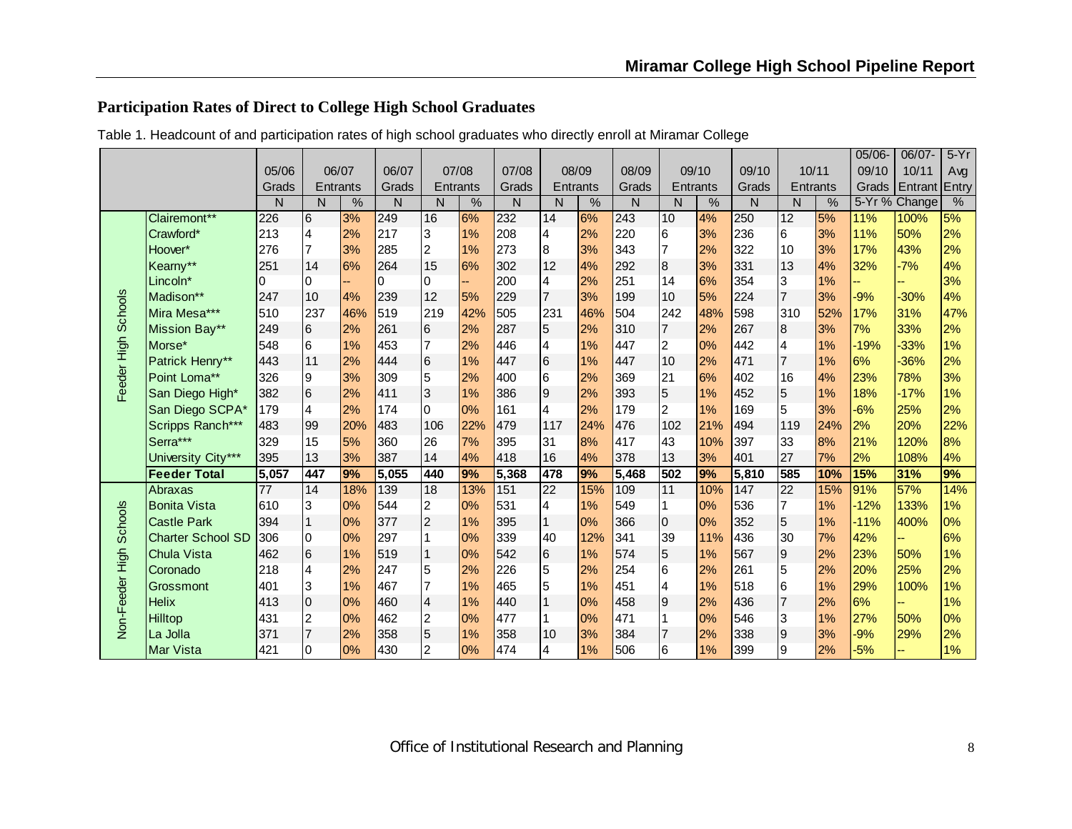## Participation Rates of Direct to College High School Graduates

Table 1. Headcount of and participation rates of high school graduates who directly enroll at Miramar College

| | | 05/06 Grads | 06/07 Entrants | | 06/07 Grads | 07/08 Entrants | | 07/08 Grads | 08/09 Entrants | | 08/09 Grads | 09/10 Entrants | | 09/10 Grads | 10/11 Entrants | | 05/06-09/10 Grads | 06/07-10/11 Entrant | 5-Yr Avg Entry |
|---|---|---|---|---|---|---|---|---|---|---|---|---|---|---|---|---|---|---|---|
| | | N | N | % | N | N | % | N | N | % | N | N | % | N | N | % | 5-Yr % Change | | % |
| Feeder High Schools | Clairemont** | 226 | 6 | 3% | 249 | 16 | 6% | 232 | 14 | 6% | 243 | 10 | 4% | 250 | 12 | 5% | 11% | 100% | 5% |
| | Crawford* | 213 | 4 | 2% | 217 | 3 | 1% | 208 | 4 | 2% | 220 | 6 | 3% | 236 | 6 | 3% | 11% | 50% | 2% |
| | Hoover* | 276 | 7 | 3% | 285 | 2 | 1% | 273 | 8 | 3% | 343 | 7 | 2% | 322 | 10 | 3% | 17% | 43% | 2% |
| | Kearny** | 251 | 14 | 6% | 264 | 15 | 6% | 302 | 12 | 4% | 292 | 8 | 3% | 331 | 13 | 4% | 32% | -7% | 4% |
| | Lincoln* | 0 | 0 | -- | 0 | 0 | -- | 200 | 4 | 2% | 251 | 14 | 6% | 354 | 3 | 1% | -- | -- | 3% |
| | Madison** | 247 | 10 | 4% | 239 | 12 | 5% | 229 | 7 | 3% | 199 | 10 | 5% | 224 | 7 | 3% | -9% | -30% | 4% |
| | Mira Mesa*** | 510 | 237 | 46% | 519 | 219 | 42% | 505 | 231 | 46% | 504 | 242 | 48% | 598 | 310 | 52% | 17% | 31% | 47% |
| | Mission Bay** | 249 | 6 | 2% | 261 | 6 | 2% | 287 | 5 | 2% | 310 | 7 | 2% | 267 | 8 | 3% | 7% | 33% | 2% |
| | Morse* | 548 | 6 | 1% | 453 | 7 | 2% | 446 | 4 | 1% | 447 | 2 | 0% | 442 | 4 | 1% | -19% | -33% | 1% |
| | Patrick Henry** | 443 | 11 | 2% | 444 | 6 | 1% | 447 | 6 | 1% | 447 | 10 | 2% | 471 | 7 | 1% | 6% | -36% | 2% |
| | Point Loma** | 326 | 9 | 3% | 309 | 5 | 2% | 400 | 6 | 2% | 369 | 21 | 6% | 402 | 16 | 4% | 23% | 78% | 3% |
| | San Diego High* | 382 | 6 | 2% | 411 | 3 | 1% | 386 | 9 | 2% | 393 | 5 | 1% | 452 | 5 | 1% | 18% | -17% | 1% |
| | San Diego SCPA* | 179 | 4 | 2% | 174 | 0 | 0% | 161 | 4 | 2% | 179 | 2 | 1% | 169 | 5 | 3% | -6% | 25% | 2% |
| | Scripps Ranch*** | 483 | 99 | 20% | 483 | 106 | 22% | 479 | 117 | 24% | 476 | 102 | 21% | 494 | 119 | 24% | 2% | 20% | 22% |
| | Serra*** | 329 | 15 | 5% | 360 | 26 | 7% | 395 | 31 | 8% | 417 | 43 | 10% | 397 | 33 | 8% | 21% | 120% | 8% |
| | University City*** | 395 | 13 | 3% | 387 | 14 | 4% | 418 | 16 | 4% | 378 | 13 | 3% | 401 | 27 | 7% | 2% | 108% | 4% |
| | **Feeder Total** | **5,057** | **447** | **9%** | **5,055** | **440** | **9%** | **5,368** | **478** | **9%** | **5,468** | **502** | **9%** | **5,810** | **585** | **10%** | **15%** | **31%** | **9%** |
| Non-Feeder High Schools | Abraxas | 77 | 14 | 18% | 139 | 18 | 13% | 151 | 22 | 15% | 109 | 11 | 10% | 147 | 22 | 15% | 91% | 57% | 14% |
| | Bonita Vista | 610 | 3 | 0% | 544 | 2 | 0% | 531 | 4 | 1% | 549 | 1 | 0% | 536 | 7 | 1% | -12% | 133% | 1% |
| | Castle Park | 394 | 1 | 0% | 377 | 2 | 1% | 395 | 1 | 0% | 366 | 0 | 0% | 352 | 5 | 1% | -11% | 400% | 0% |
| | Charter School SD | 306 | 0 | 0% | 297 | 1 | 0% | 339 | 40 | 12% | 341 | 39 | 11% | 436 | 30 | 7% | 42% | -- | 6% |
| | Chula Vista | 462 | 6 | 1% | 519 | 1 | 0% | 542 | 6 | 1% | 574 | 5 | 1% | 567 | 9 | 2% | 23% | 50% | 1% |
| | Coronado | 218 | 4 | 2% | 247 | 5 | 2% | 226 | 5 | 2% | 254 | 6 | 2% | 261 | 5 | 2% | 20% | 25% | 2% |
| | Grossmont | 401 | 3 | 1% | 467 | 7 | 1% | 465 | 5 | 1% | 451 | 4 | 1% | 518 | 6 | 1% | 29% | 100% | 1% |
| | Helix | 413 | 0 | 0% | 460 | 4 | 1% | 440 | 1 | 0% | 458 | 9 | 2% | 436 | 7 | 2% | 6% | -- | 1% |
| | Hilltop | 431 | 2 | 0% | 462 | 2 | 0% | 477 | 1 | 0% | 471 | 1 | 0% | 546 | 3 | 1% | 27% | 50% | 0% |
| | La Jolla | 371 | 7 | 2% | 358 | 5 | 1% | 358 | 10 | 3% | 384 | 7 | 2% | 338 | 9 | 3% | -9% | 29% | 2% |
| | Mar Vista | 421 | 0 | 0% | 430 | 2 | 0% | 474 | 4 | 1% | 506 | 6 | 1% | 399 | 9 | 2% | -5% | -- | 1% |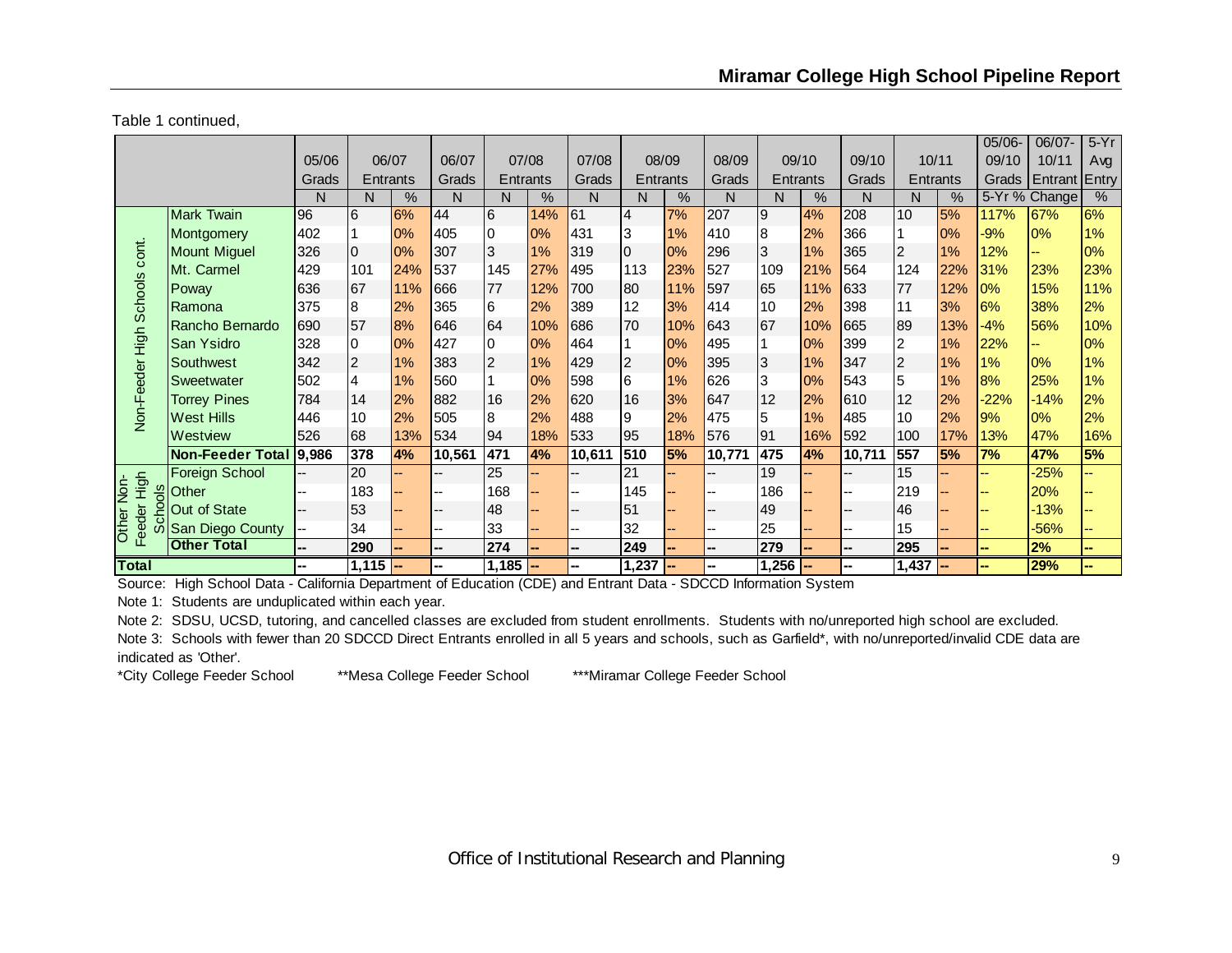Table 1 continued,

| | | 05/06 Grads | 06/07 Entrants | | 06/07 Grads | 07/08 Entrants | | 07/08 Grads | 08/09 Entrants | | 08/09 Grads | 09/10 Entrants | | 09/10 Grads | 10/11 Entrants | | 05/06-09/10 Grads | 06/07-10/11 Entrant | 5-Yr Avg Entry |
|---|---|---|---|---|---|---|---|---|---|---|---|---|---|---|---|---|---|---|---|
| | | N | N | % | N | N | % | N | N | % | N | N | % | N | N | % | 5-Yr % Change | | % |
| Non-Feeder High Schools cont. | Mark Twain | 96 | 6 | 6% | 44 | 6 | 14% | 61 | 4 | 7% | 207 | 9 | 4% | 208 | 10 | 5% | 117% | 67% | 6% |
| | Montgomery | 402 | 1 | 0% | 405 | 0 | 0% | 431 | 3 | 1% | 410 | 8 | 2% | 366 | 1 | 0% | -9% | 0% | 1% |
| | Mount Miguel | 326 | 0 | 0% | 307 | 3 | 1% | 319 | 0 | 0% | 296 | 3 | 1% | 365 | 2 | 1% | 12% | -- | 0% |
| | Mt. Carmel | 429 | 101 | 24% | 537 | 145 | 27% | 495 | 113 | 23% | 527 | 109 | 21% | 564 | 124 | 22% | 31% | 23% | 23% |
| | Poway | 636 | 67 | 11% | 666 | 77 | 12% | 700 | 80 | 11% | 597 | 65 | 11% | 633 | 77 | 12% | 0% | 15% | 11% |
| | Ramona | 375 | 8 | 2% | 365 | 6 | 2% | 389 | 12 | 3% | 414 | 10 | 2% | 398 | 11 | 3% | 6% | 38% | 2% |
| | Rancho Bernardo | 690 | 57 | 8% | 646 | 64 | 10% | 686 | 70 | 10% | 643 | 67 | 10% | 665 | 89 | 13% | -4% | 56% | 10% |
| | San Ysidro | 328 | 0 | 0% | 427 | 0 | 0% | 464 | 1 | 0% | 495 | 1 | 0% | 399 | 2 | 1% | 22% | -- | 0% |
| | Southwest | 342 | 2 | 1% | 383 | 2 | 1% | 429 | 2 | 0% | 395 | 3 | 1% | 347 | 2 | 1% | 1% | 0% | 1% |
| | Sweetwater | 502 | 4 | 1% | 560 | 1 | 0% | 598 | 6 | 1% | 626 | 3 | 0% | 543 | 5 | 1% | 8% | 25% | 1% |
| | Torrey Pines | 784 | 14 | 2% | 882 | 16 | 2% | 620 | 16 | 3% | 647 | 12 | 2% | 610 | 12 | 2% | -22% | -14% | 2% |
| | West Hills | 446 | 10 | 2% | 505 | 8 | 2% | 488 | 9 | 2% | 475 | 5 | 1% | 485 | 10 | 2% | 9% | 0% | 2% |
| | Westview | 526 | 68 | 13% | 534 | 94 | 18% | 533 | 95 | 18% | 576 | 91 | 16% | 592 | 100 | 17% | 13% | 47% | 16% |
| | **Non-Feeder Total** | **9,986** | **378** | **4%** | **10,561** | **471** | **4%** | **10,611** | **510** | **5%** | **10,771** | **475** | **4%** | **10,711** | **557** | **5%** | **7%** | **47%** | **5%** |
| Other Non-Feeder High Schools | Foreign School | -- | 20 | -- | -- | 25 | -- | -- | 21 | -- | -- | 19 | -- | -- | 15 | -- | -- | -25% | -- |
| | Other | -- | 183 | -- | -- | 168 | -- | -- | 145 | -- | -- | 186 | -- | -- | 219 | -- | -- | 20% | -- |
| | Out of State | -- | 53 | -- | -- | 48 | -- | -- | 51 | -- | -- | 49 | -- | -- | 46 | -- | -- | -13% | -- |
| | San Diego County | -- | 34 | -- | -- | 33 | -- | -- | 32 | -- | -- | 25 | -- | -- | 15 | -- | -- | -56% | -- |
| | **Other Total** | **--** | **290** | **--** | **--** | **274** | **--** | **--** | **249** | **--** | **--** | **279** | **--** | **--** | **295** | **--** | **--** | **2%** | **--** |
| **Total** | | **--** | **1,115** | **--** | **--** | **1,185** | **--** | **--** | **1,237** | **--** | **--** | **1,256** | **--** | **--** | **1,437** | **--** | **--** | **29%** | **--** |

Source: High School Data - California Department of Education (CDE) and Entrant Data - SDCCD Information System

Note 1: Students are unduplicated within each year.

Note 2: SDSU, UCSD, tutoring, and cancelled classes are excluded from student enrollments. Students with no/unreported high school are excluded.

Note 3: Schools with fewer than 20 SDCCD Direct Entrants enrolled in all 5 years and schools, such as Garfield*, with no/unreported/invalid CDE data are indicated as 'Other'.

*City College Feeder School **Mesa College Feeder School ***Miramar College Feeder School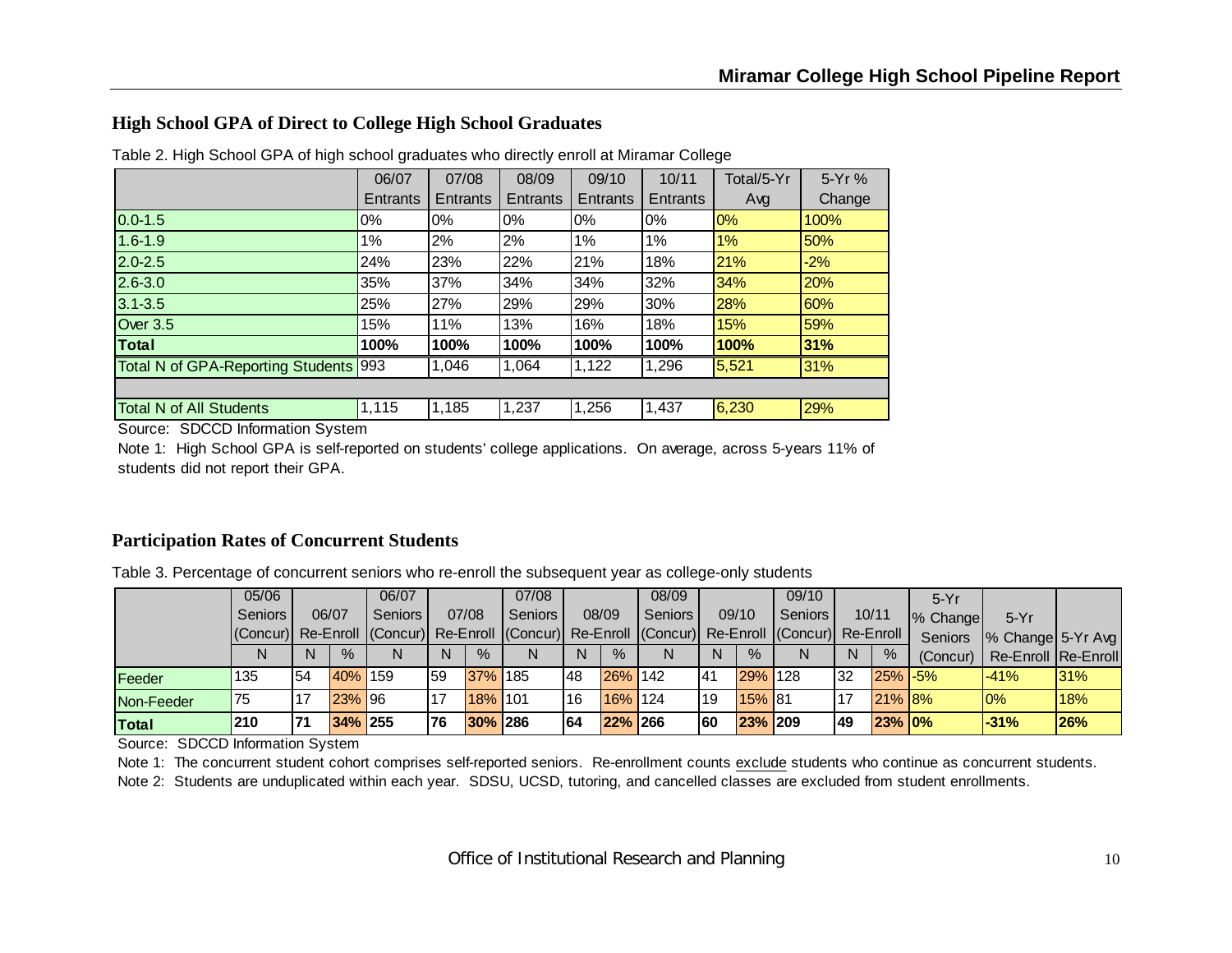## High School GPA of Direct to College High School Graduates

Table 2. High School GPA of high school graduates who directly enroll at Miramar College

| | 06/07 Entrants | 07/08 Entrants | 08/09 Entrants | 09/10 Entrants | 10/11 Entrants | Total/5-Yr Avg | 5-Yr % Change |
|---|---|---|---|---|---|---|---|
| 0.0-1.5 | 0% | 0% | 0% | 0% | 0% | 0% | 100% |
| 1.6-1.9 | 1% | 2% | 2% | 1% | 1% | 1% | 50% |
| 2.0-2.5 | 24% | 23% | 22% | 21% | 18% | 21% | -2% |
| 2.6-3.0 | 35% | 37% | 34% | 34% | 32% | 34% | 20% |
| 3.1-3.5 | 25% | 27% | 29% | 29% | 30% | 28% | 60% |
| Over 3.5 | 15% | 11% | 13% | 16% | 18% | 15% | 59% |
| **Total** | **100%** | **100%** | **100%** | **100%** | **100%** | **100%** | **31%** |
| Total N of GPA-Reporting Students | 993 | 1,046 | 1,064 | 1,122 | 1,296 | 5,521 | 31% |
| | | | | | | | |
| Total N of All Students | 1,115 | 1,185 | 1,237 | 1,256 | 1,437 | 6,230 | 29% |

Source: SDCCD Information System

Note 1: High School GPA is self-reported on students' college applications. On average, across 5-years 11% of students did not report their GPA.

## Participation Rates of Concurrent Students

Table 3. Percentage of concurrent seniors who re-enroll the subsequent year as college-only students

| | 05/06 Seniors (Concur) | 06/07 Re-Enroll | | 06/07 Seniors (Concur) | 07/08 Re-Enroll | | 07/08 Seniors (Concur) | 08/09 Re-Enroll | | 08/09 Seniors (Concur) | 09/10 Re-Enroll | | 09/10 Seniors (Concur) | 10/11 Re-Enroll | | 5-Yr % Change Seniors (Concur) | 5-Yr % Change Re-Enroll | 5-Yr Avg Re-Enroll |
|---|---|---|---|---|---|---|---|---|---|---|---|---|---|---|---|---|---|---|
| | N | N | % | N | N | % | N | N | % | N | N | % | N | N | % | | | |
| Feeder | 135 | 54 | 40% | 159 | 59 | 37% | 185 | 48 | 26% | 142 | 41 | 29% | 128 | 32 | 25% | -5% | -41% | 31% |
| Non-Feeder | 75 | 17 | 23% | 96 | 17 | 18% | 101 | 16 | 16% | 124 | 19 | 15% | 81 | 17 | 21% | 8% | 0% | 18% |
| **Total** | **210** | **71** | **34%** | **255** | **76** | **30%** | **286** | **64** | **22%** | **266** | **60** | **23%** | **209** | **49** | **23%** | **0%** | **-31%** | **26%** |

Source: SDCCD Information System

Note 1: The concurrent student cohort comprises self-reported seniors. Re-enrollment counts exclude students who continue as concurrent students.

Note 2: Students are unduplicated within each year. SDSU, UCSD, tutoring, and cancelled classes are excluded from student enrollments.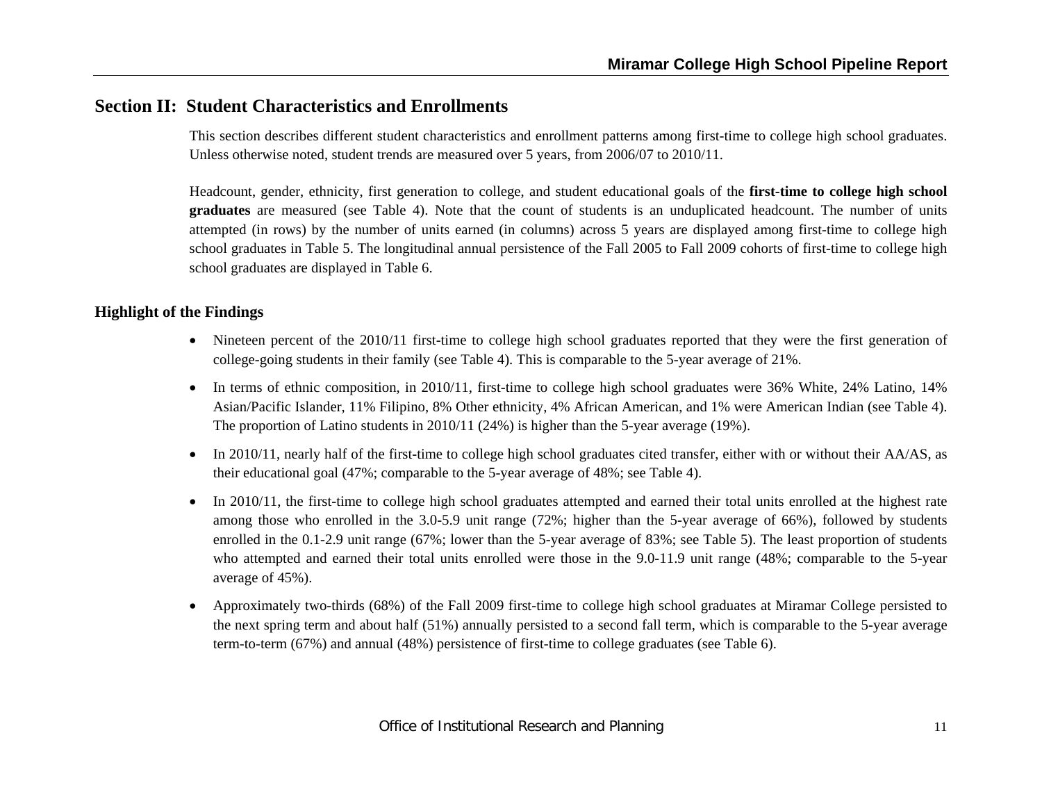## Section II: Student Characteristics and Enrollments

This section describes different student characteristics and enrollment patterns among first-time to college high school graduates. Unless otherwise noted, student trends are measured over 5 years, from 2006/07 to 2010/11.

Headcount, gender, ethnicity, first generation to college, and student educational goals of the **first-time to college high school graduates** are measured (see Table 4). Note that the count of students is an unduplicated headcount. The number of units attempted (in rows) by the number of units earned (in columns) across 5 years are displayed among first-time to college high school graduates in Table 5. The longitudinal annual persistence of the Fall 2005 to Fall 2009 cohorts of first-time to college high school graduates are displayed in Table 6.

### Highlight of the Findings

- Nineteen percent of the 2010/11 first-time to college high school graduates reported that they were the first generation of college-going students in their family (see Table 4). This is comparable to the 5-year average of 21%.
- In terms of ethnic composition, in 2010/11, first-time to college high school graduates were 36% White, 24% Latino, 14% Asian/Pacific Islander, 11% Filipino, 8% Other ethnicity, 4% African American, and 1% were American Indian (see Table 4). The proportion of Latino students in 2010/11 (24%) is higher than the 5-year average (19%).
- In 2010/11, nearly half of the first-time to college high school graduates cited transfer, either with or without their AA/AS, as their educational goal (47%; comparable to the 5-year average of 48%; see Table 4).
- In 2010/11, the first-time to college high school graduates attempted and earned their total units enrolled at the highest rate among those who enrolled in the 3.0-5.9 unit range (72%; higher than the 5-year average of 66%), followed by students enrolled in the 0.1-2.9 unit range (67%; lower than the 5-year average of 83%; see Table 5). The least proportion of students who attempted and earned their total units enrolled were those in the 9.0-11.9 unit range (48%; comparable to the 5-year average of 45%).
- Approximately two-thirds (68%) of the Fall 2009 first-time to college high school graduates at Miramar College persisted to the next spring term and about half (51%) annually persisted to a second fall term, which is comparable to the 5-year average term-to-term (67%) and annual (48%) persistence of first-time to college graduates (see Table 6).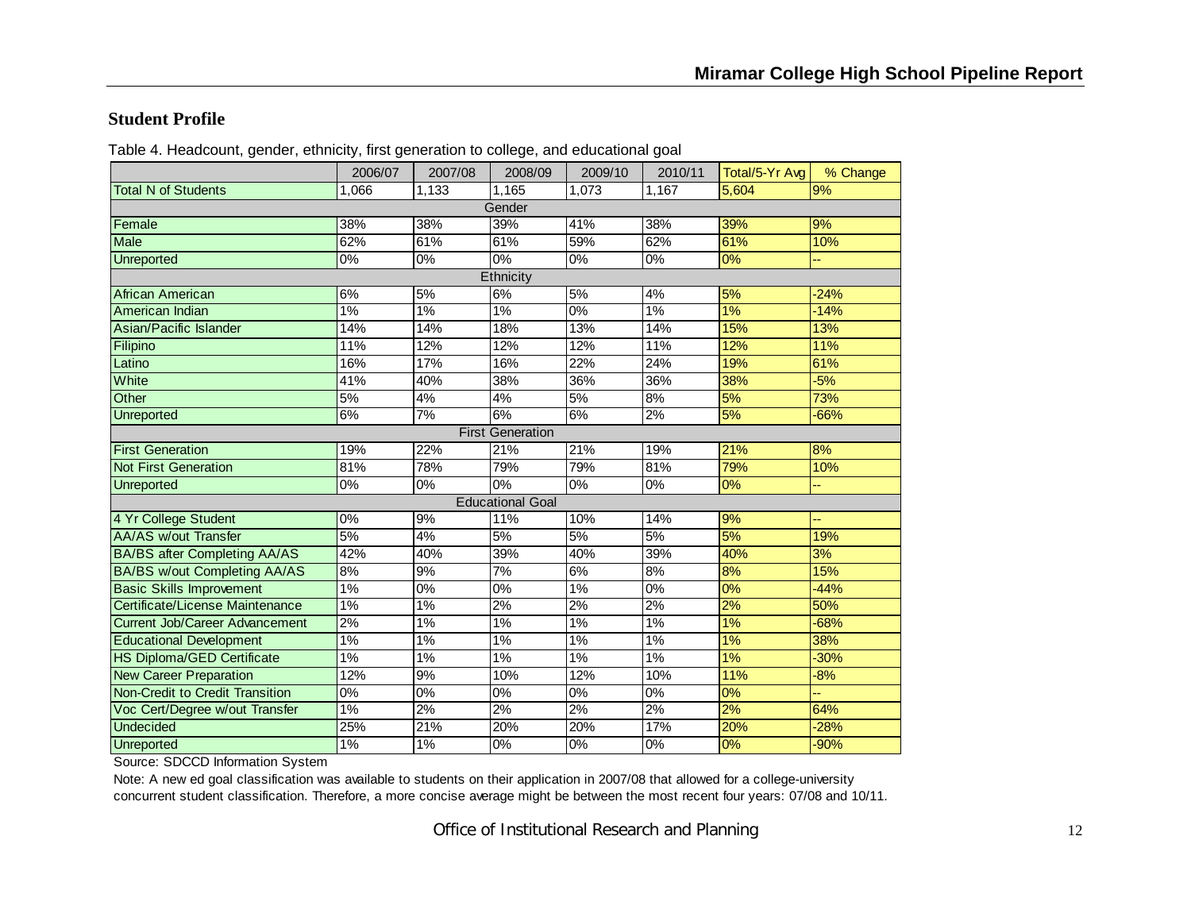## Student Profile

Table 4. Headcount, gender, ethnicity, first generation to college, and educational goal

| | 2006/07 | 2007/08 | 2008/09 | 2009/10 | 2010/11 | Total/5-Yr Avg | % Change |
|---|---|---|---|---|---|---|---|
| Total N of Students | 1,066 | 1,133 | 1,165 | 1,073 | 1,167 | 5,604 | 9% |
| Gender | | | | | | | |
| Female | 38% | 38% | 39% | 41% | 38% | 39% | 9% |
| Male | 62% | 61% | 61% | 59% | 62% | 61% | 10% |
| Unreported | 0% | 0% | 0% | 0% | 0% | 0% | -- |
| Ethnicity | | | | | | | |
| African American | 6% | 5% | 6% | 5% | 4% | 5% | -24% |
| American Indian | 1% | 1% | 1% | 0% | 1% | 1% | -14% |
| Asian/Pacific Islander | 14% | 14% | 18% | 13% | 14% | 15% | 13% |
| Filipino | 11% | 12% | 12% | 12% | 11% | 12% | 11% |
| Latino | 16% | 17% | 16% | 22% | 24% | 19% | 61% |
| White | 41% | 40% | 38% | 36% | 36% | 38% | -5% |
| Other | 5% | 4% | 4% | 5% | 8% | 5% | 73% |
| Unreported | 6% | 7% | 6% | 6% | 2% | 5% | -66% |
| First Generation | | | | | | | |
| First Generation | 19% | 22% | 21% | 21% | 19% | 21% | 8% |
| Not First Generation | 81% | 78% | 79% | 79% | 81% | 79% | 10% |
| Unreported | 0% | 0% | 0% | 0% | 0% | 0% | -- |
| Educational Goal | | | | | | | |
| 4 Yr College Student | 0% | 9% | 11% | 10% | 14% | 9% | -- |
| AA/AS w/out Transfer | 5% | 4% | 5% | 5% | 5% | 5% | 19% |
| BA/BS after Completing AA/AS | 42% | 40% | 39% | 40% | 39% | 40% | 3% |
| BA/BS w/out Completing AA/AS | 8% | 9% | 7% | 6% | 8% | 8% | 15% |
| Basic Skills Improvement | 1% | 0% | 0% | 1% | 0% | 0% | -44% |
| Certificate/License Maintenance | 1% | 1% | 2% | 2% | 2% | 2% | 50% |
| Current Job/Career Advancement | 2% | 1% | 1% | 1% | 1% | 1% | -68% |
| Educational Development | 1% | 1% | 1% | 1% | 1% | 1% | 38% |
| HS Diploma/GED Certificate | 1% | 1% | 1% | 1% | 1% | 1% | -30% |
| New Career Preparation | 12% | 9% | 10% | 12% | 10% | 11% | -8% |
| Non-Credit to Credit Transition | 0% | 0% | 0% | 0% | 0% | 0% | -- |
| Voc Cert/Degree w/out Transfer | 1% | 2% | 2% | 2% | 2% | 2% | 64% |
| Undecided | 25% | 21% | 20% | 20% | 17% | 20% | -28% |
| Unreported | 1% | 1% | 0% | 0% | 0% | 0% | -90% |

Source: SDCCD Information System

Note: A new ed goal classification was available to students on their application in 2007/08 that allowed for a college-university concurrent student classification. Therefore, a more concise average might be between the most recent four years: 07/08 and 10/11.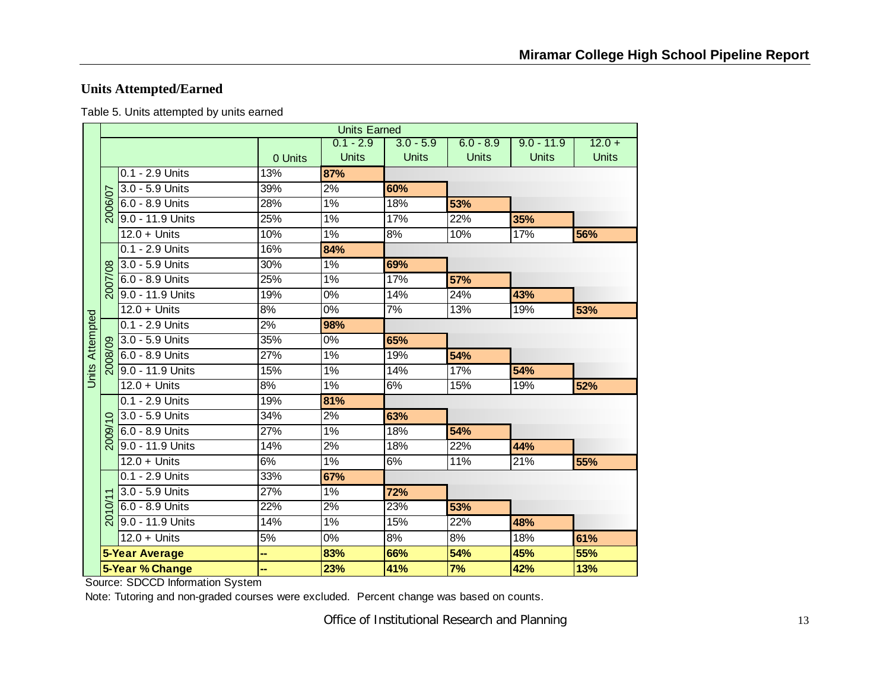## Units Attempted/Earned

Table 5. Units attempted by units earned

| | | | Units Earned | | | | | |
|---|---|---|---|---|---|---|---|---|
| | | | 0 Units | 0.1 - 2.9 Units | 3.0 - 5.9 Units | 6.0 - 8.9 Units | 9.0 - 11.9 Units | 12.0 + Units |
| Units Attempted | 2006/07 | 0.1 - 2.9 Units | 13% | **87%** | | | | |
| | | 3.0 - 5.9 Units | 39% | 2% | **60%** | | | |
| | | 6.0 - 8.9 Units | 28% | 1% | 18% | **53%** | | |
| | | 9.0 - 11.9 Units | 25% | 1% | 17% | 22% | **35%** | |
| | | 12.0 + Units | 10% | 1% | 8% | 10% | 17% | **56%** |
| | 2007/08 | 0.1 - 2.9 Units | 16% | **84%** | | | | |
| | | 3.0 - 5.9 Units | 30% | 1% | **69%** | | | |
| | | 6.0 - 8.9 Units | 25% | 1% | 17% | **57%** | | |
| | | 9.0 - 11.9 Units | 19% | 0% | 14% | 24% | **43%** | |
| | | 12.0 + Units | 8% | 0% | 7% | 13% | 19% | **53%** |
| | 2008/09 | 0.1 - 2.9 Units | 2% | **98%** | | | | |
| | | 3.0 - 5.9 Units | 35% | 0% | **65%** | | | |
| | | 6.0 - 8.9 Units | 27% | 1% | 19% | **54%** | | |
| | | 9.0 - 11.9 Units | 15% | 1% | 14% | 17% | **54%** | |
| | | 12.0 + Units | 8% | 1% | 6% | 15% | 19% | **52%** |
| | 2009/10 | 0.1 - 2.9 Units | 19% | **81%** | | | | |
| | | 3.0 - 5.9 Units | 34% | 2% | **63%** | | | |
| | | 6.0 - 8.9 Units | 27% | 1% | 18% | **54%** | | |
| | | 9.0 - 11.9 Units | 14% | 2% | 18% | 22% | **44%** | |
| | | 12.0 + Units | 6% | 1% | 6% | 11% | 21% | **55%** |
| | 2010/11 | 0.1 - 2.9 Units | 33% | **67%** | | | | |
| | | 3.0 - 5.9 Units | 27% | 1% | **72%** | | | |
| | | 6.0 - 8.9 Units | 22% | 2% | 23% | **53%** | | |
| | | 9.0 - 11.9 Units | 14% | 1% | 15% | 22% | **48%** | |
| | | 12.0 + Units | 5% | 0% | 8% | 8% | 18% | **61%** |
| | **5-Year Average** | | -- | **83%** | **66%** | **54%** | **45%** | **55%** |
| | **5-Year % Change** | | -- | **23%** | **41%** | **7%** | **42%** | **13%** |

Source: SDCCD Information System

Note: Tutoring and non-graded courses were excluded. Percent change was based on counts.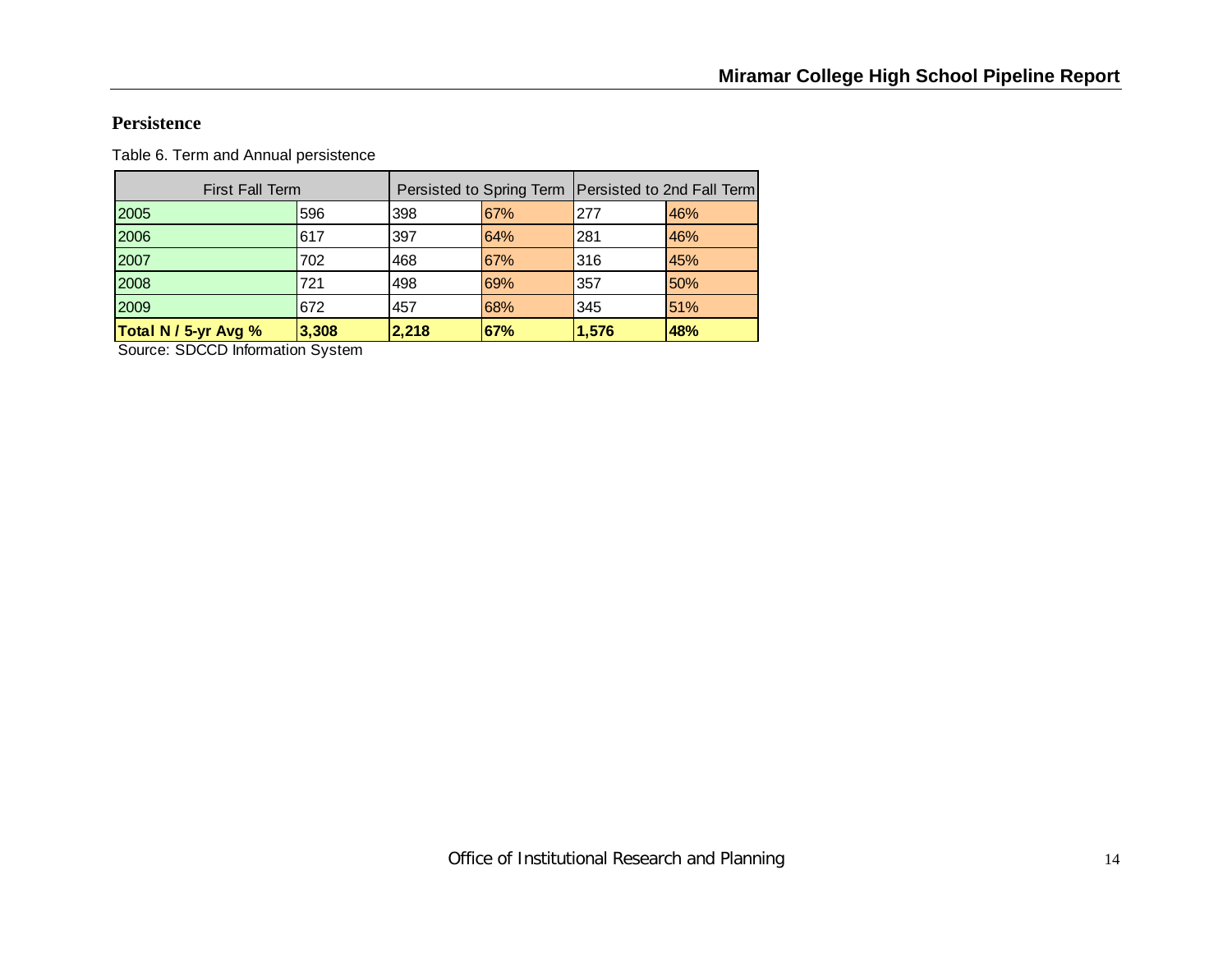## Persistence

Table 6. Term and Annual persistence

| First Fall Term | | Persisted to Spring Term | | Persisted to 2nd Fall Term | |
|---|---|---|---|---|---|
| 2005 | 596 | 398 | 67% | 277 | 46% |
| 2006 | 617 | 397 | 64% | 281 | 46% |
| 2007 | 702 | 468 | 67% | 316 | 45% |
| 2008 | 721 | 498 | 69% | 357 | 50% |
| 2009 | 672 | 457 | 68% | 345 | 51% |
| **Total N / 5-yr Avg %** | **3,308** | **2,218** | **67%** | **1,576** | **48%** |

Source: SDCCD Information System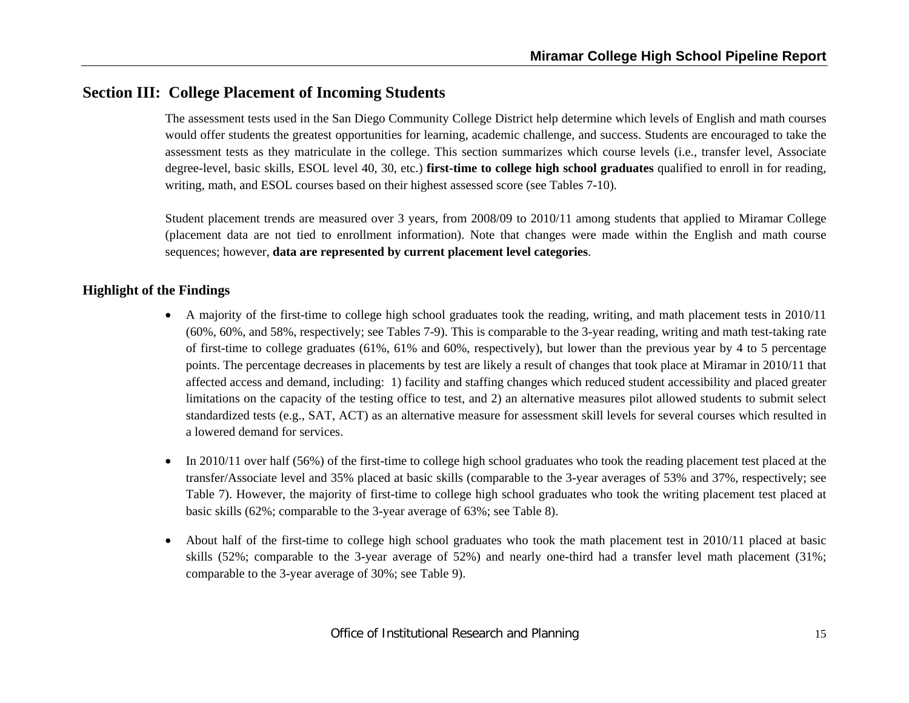## Section III: College Placement of Incoming Students

The assessment tests used in the San Diego Community College District help determine which levels of English and math courses would offer students the greatest opportunities for learning, academic challenge, and success. Students are encouraged to take the assessment tests as they matriculate in the college. This section summarizes which course levels (i.e., transfer level, Associate degree-level, basic skills, ESOL level 40, 30, etc.) **first-time to college high school graduates** qualified to enroll in for reading, writing, math, and ESOL courses based on their highest assessed score (see Tables 7-10).

Student placement trends are measured over 3 years, from 2008/09 to 2010/11 among students that applied to Miramar College (placement data are not tied to enrollment information). Note that changes were made within the English and math course sequences; however, **data are represented by current placement level categories**.

### Highlight of the Findings

- A majority of the first-time to college high school graduates took the reading, writing, and math placement tests in 2010/11 (60%, 60%, and 58%, respectively; see Tables 7-9). This is comparable to the 3-year reading, writing and math test-taking rate of first-time to college graduates (61%, 61% and 60%, respectively), but lower than the previous year by 4 to 5 percentage points. The percentage decreases in placements by test are likely a result of changes that took place at Miramar in 2010/11 that affected access and demand, including: 1) facility and staffing changes which reduced student accessibility and placed greater limitations on the capacity of the testing office to test, and 2) an alternative measures pilot allowed students to submit select standardized tests (e.g., SAT, ACT) as an alternative measure for assessment skill levels for several courses which resulted in a lowered demand for services.

- In 2010/11 over half (56%) of the first-time to college high school graduates who took the reading placement test placed at the transfer/Associate level and 35% placed at basic skills (comparable to the 3-year averages of 53% and 37%, respectively; see Table 7). However, the majority of first-time to college high school graduates who took the writing placement test placed at basic skills (62%; comparable to the 3-year average of 63%; see Table 8).

- About half of the first-time to college high school graduates who took the math placement test in 2010/11 placed at basic skills (52%; comparable to the 3-year average of 52%) and nearly one-third had a transfer level math placement (31%; comparable to the 3-year average of 30%; see Table 9).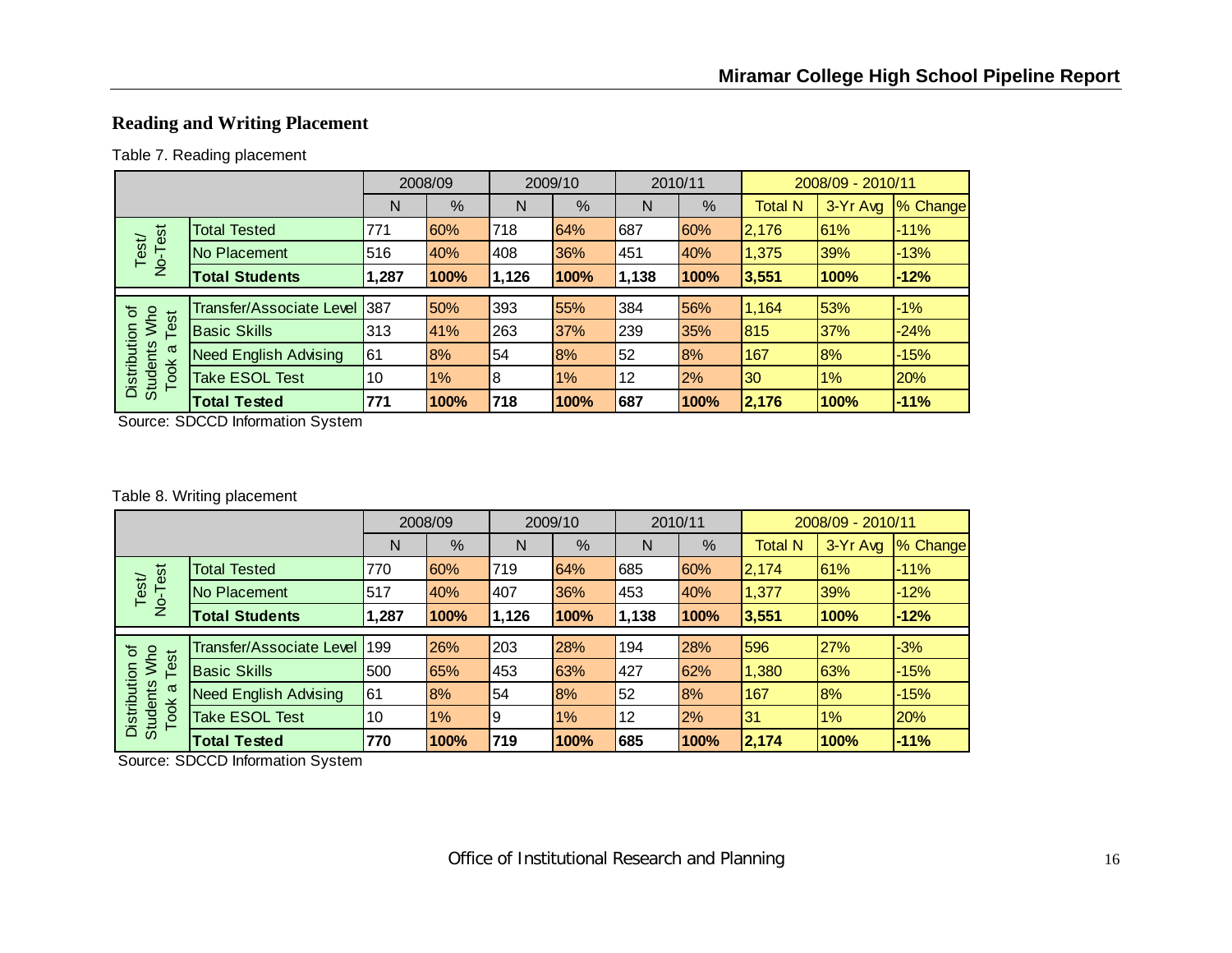## Reading and Writing Placement

Table 7. Reading placement

| | | 2008/09 | | 2009/10 | | 2010/11 | | 2008/09 - 2010/11 | | |
|---|---|---|---|---|---|---|---|---|---|---|
| | | N | % | N | % | N | % | Total N | 3-Yr Avg | % Change |
| Test/ No-Test | Total Tested | 771 | 60% | 718 | 64% | 687 | 60% | 2,176 | 61% | -11% |
| | No Placement | 516 | 40% | 408 | 36% | 451 | 40% | 1,375 | 39% | -13% |
| | **Total Students** | **1,287** | **100%** | **1,126** | **100%** | **1,138** | **100%** | **3,551** | **100%** | **-12%** |
| Distribution of Students Who Took a Test | Transfer/Associate Level | 387 | 50% | 393 | 55% | 384 | 56% | 1,164 | 53% | -1% |
| | Basic Skills | 313 | 41% | 263 | 37% | 239 | 35% | 815 | 37% | -24% |
| | Need English Advising | 61 | 8% | 54 | 8% | 52 | 8% | 167 | 8% | -15% |
| | Take ESOL Test | 10 | 1% | 8 | 1% | 12 | 2% | 30 | 1% | 20% |
| | **Total Tested** | **771** | **100%** | **718** | **100%** | **687** | **100%** | **2,176** | **100%** | **-11%** |

Source: SDCCD Information System

Table 8. Writing placement

| | | 2008/09 | | 2009/10 | | 2010/11 | | 2008/09 - 2010/11 | | |
|---|---|---|---|---|---|---|---|---|---|---|
| | | N | % | N | % | N | % | Total N | 3-Yr Avg | % Change |
| Test/ No-Test | Total Tested | 770 | 60% | 719 | 64% | 685 | 60% | 2,174 | 61% | -11% |
| | No Placement | 517 | 40% | 407 | 36% | 453 | 40% | 1,377 | 39% | -12% |
| | **Total Students** | **1,287** | **100%** | **1,126** | **100%** | **1,138** | **100%** | **3,551** | **100%** | **-12%** |
| Distribution of Students Who Took a Test | Transfer/Associate Level | 199 | 26% | 203 | 28% | 194 | 28% | 596 | 27% | -3% |
| | Basic Skills | 500 | 65% | 453 | 63% | 427 | 62% | 1,380 | 63% | -15% |
| | Need English Advising | 61 | 8% | 54 | 8% | 52 | 8% | 167 | 8% | -15% |
| | Take ESOL Test | 10 | 1% | 9 | 1% | 12 | 2% | 31 | 1% | 20% |
| | **Total Tested** | **770** | **100%** | **719** | **100%** | **685** | **100%** | **2,174** | **100%** | **-11%** |

Source: SDCCD Information System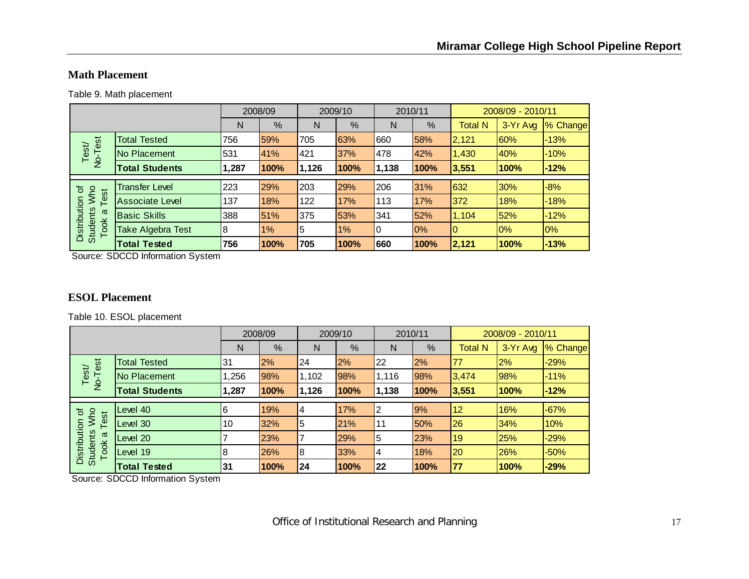## Math Placement

Table 9. Math placement

| | | 2008/09 | | 2009/10 | | 2010/11 | | 2008/09 - 2010/11 | | |
|---|---|---|---|---|---|---|---|---|---|---|
| | | N | % | N | % | N | % | Total N | 3-Yr Avg | % Change |
| Test/ No-Test | Total Tested | 756 | 59% | 705 | 63% | 660 | 58% | 2,121 | 60% | -13% |
| | No Placement | 531 | 41% | 421 | 37% | 478 | 42% | 1,430 | 40% | -10% |
| | **Total Students** | **1,287** | **100%** | **1,126** | **100%** | **1,138** | **100%** | **3,551** | **100%** | **-12%** |
| Distribution of Students Who Took a Test | Transfer Level | 223 | 29% | 203 | 29% | 206 | 31% | 632 | 30% | -8% |
| | Associate Level | 137 | 18% | 122 | 17% | 113 | 17% | 372 | 18% | -18% |
| | Basic Skills | 388 | 51% | 375 | 53% | 341 | 52% | 1,104 | 52% | -12% |
| | Take Algebra Test | 8 | 1% | 5 | 1% | 0 | 0% | 0 | 0% | 0% |
| | **Total Tested** | **756** | **100%** | **705** | **100%** | **660** | **100%** | **2,121** | **100%** | **-13%** |

Source: SDCCD Information System

## ESOL Placement

Table 10. ESOL placement

| | | 2008/09 | | 2009/10 | | 2010/11 | | 2008/09 - 2010/11 | | |
|---|---|---|---|---|---|---|---|---|---|---|
| | | N | % | N | % | N | % | Total N | 3-Yr Avg | % Change |
| Test/ No-Test | Total Tested | 31 | 2% | 24 | 2% | 22 | 2% | 77 | 2% | -29% |
| | No Placement | 1,256 | 98% | 1,102 | 98% | 1,116 | 98% | 3,474 | 98% | -11% |
| | **Total Students** | **1,287** | **100%** | **1,126** | **100%** | **1,138** | **100%** | **3,551** | **100%** | **-12%** |
| Distribution of Students Who Took a Test | Level 40 | 6 | 19% | 4 | 17% | 2 | 9% | 12 | 16% | -67% |
| | Level 30 | 10 | 32% | 5 | 21% | 11 | 50% | 26 | 34% | 10% |
| | Level 20 | 7 | 23% | 7 | 29% | 5 | 23% | 19 | 25% | -29% |
| | Level 19 | 8 | 26% | 8 | 33% | 4 | 18% | 20 | 26% | -50% |
| | **Total Tested** | **31** | **100%** | **24** | **100%** | **22** | **100%** | **77** | **100%** | **-29%** |

Source: SDCCD Information System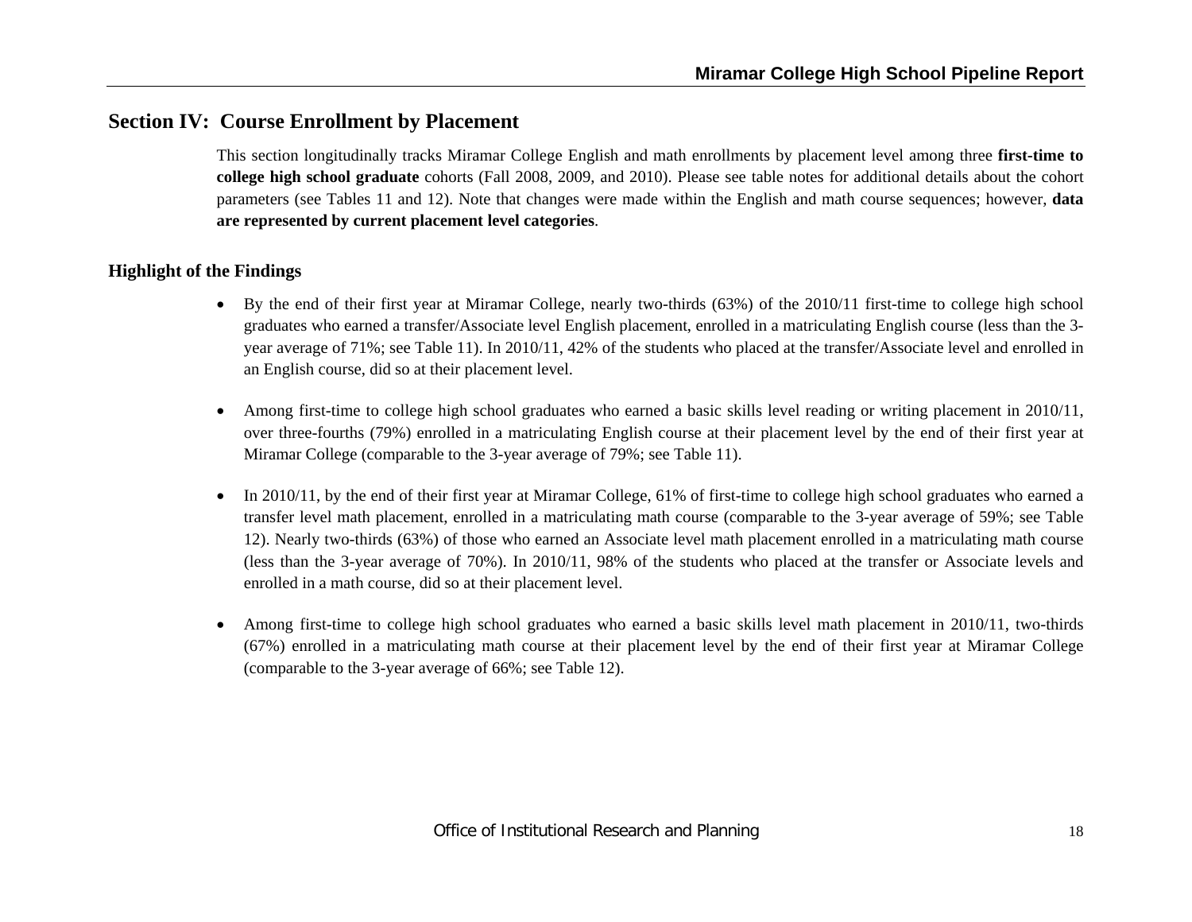## Section IV: Course Enrollment by Placement

This section longitudinally tracks Miramar College English and math enrollments by placement level among three **first-time to college high school graduate** cohorts (Fall 2008, 2009, and 2010). Please see table notes for additional details about the cohort parameters (see Tables 11 and 12). Note that changes were made within the English and math course sequences; however, **data are represented by current placement level categories**.

### Highlight of the Findings

- By the end of their first year at Miramar College, nearly two-thirds (63%) of the 2010/11 first-time to college high school graduates who earned a transfer/Associate level English placement, enrolled in a matriculating English course (less than the 3-year average of 71%; see Table 11). In 2010/11, 42% of the students who placed at the transfer/Associate level and enrolled in an English course, did so at their placement level.

- Among first-time to college high school graduates who earned a basic skills level reading or writing placement in 2010/11, over three-fourths (79%) enrolled in a matriculating English course at their placement level by the end of their first year at Miramar College (comparable to the 3-year average of 79%; see Table 11).

- In 2010/11, by the end of their first year at Miramar College, 61% of first-time to college high school graduates who earned a transfer level math placement, enrolled in a matriculating math course (comparable to the 3-year average of 59%; see Table 12). Nearly two-thirds (63%) of those who earned an Associate level math placement enrolled in a matriculating math course (less than the 3-year average of 70%). In 2010/11, 98% of the students who placed at the transfer or Associate levels and enrolled in a math course, did so at their placement level.

- Among first-time to college high school graduates who earned a basic skills level math placement in 2010/11, two-thirds (67%) enrolled in a matriculating math course at their placement level by the end of their first year at Miramar College (comparable to the 3-year average of 66%; see Table 12).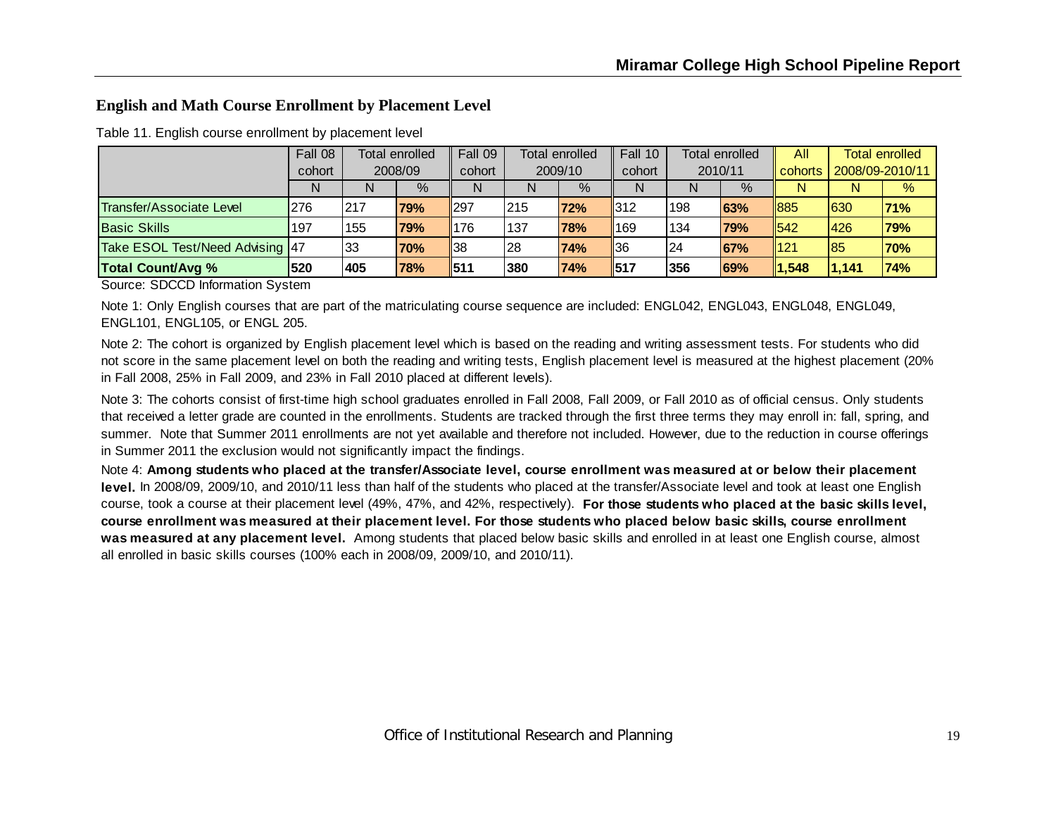## English and Math Course Enrollment by Placement Level

Table 11. English course enrollment by placement level

| | Fall 08 cohort | Total enrolled 2008/09 | | Fall 09 cohort | Total enrolled 2009/10 | | Fall 10 cohort | Total enrolled 2010/11 | | All cohorts | Total enrolled 2008/09-2010/11 | |
|---|---|---|---|---|---|---|---|---|---|---|---|---|
| | N | N | % | N | N | % | N | N | % | N | N | % |
| Transfer/Associate Level | 276 | 217 | **79%** | 297 | 215 | **72%** | 312 | 198 | **63%** | 885 | 630 | **71%** |
| Basic Skills | 197 | 155 | **79%** | 176 | 137 | **78%** | 169 | 134 | **79%** | 542 | 426 | **79%** |
| Take ESOL Test/Need Advising | 47 | 33 | **70%** | 38 | 28 | **74%** | 36 | 24 | **67%** | 121 | 85 | **70%** |
| **Total Count/Avg %** | **520** | **405** | **78%** | **511** | **380** | **74%** | **517** | **356** | **69%** | **1,548** | **1,141** | **74%** |

Source: SDCCD Information System

Note 1: Only English courses that are part of the matriculating course sequence are included: ENGL042, ENGL043, ENGL048, ENGL049, ENGL101, ENGL105, or ENGL 205.

Note 2: The cohort is organized by English placement level which is based on the reading and writing assessment tests. For students who did not score in the same placement level on both the reading and writing tests, English placement level is measured at the highest placement (20% in Fall 2008, 25% in Fall 2009, and 23% in Fall 2010 placed at different levels).

Note 3: The cohorts consist of first-time high school graduates enrolled in Fall 2008, Fall 2009, or Fall 2010 as of official census. Only students that received a letter grade are counted in the enrollments. Students are tracked through the first three terms they may enroll in: fall, spring, and summer. Note that Summer 2011 enrollments are not yet available and therefore not included. However, due to the reduction in course offerings in Summer 2011 the exclusion would not significantly impact the findings.

Note 4: **Among students who placed at the transfer/Associate level, course enrollment was measured at or below their placement level.** In 2008/09, 2009/10, and 2010/11 less than half of the students who placed at the transfer/Associate level and took at least one English course, took a course at their placement level (49%, 47%, and 42%, respectively). **For those students who placed at the basic skills level, course enrollment was measured at their placement level. For those students who placed below basic skills, course enrollment was measured at any placement level.** Among students that placed below basic skills and enrolled in at least one English course, almost all enrolled in basic skills courses (100% each in 2008/09, 2009/10, and 2010/11).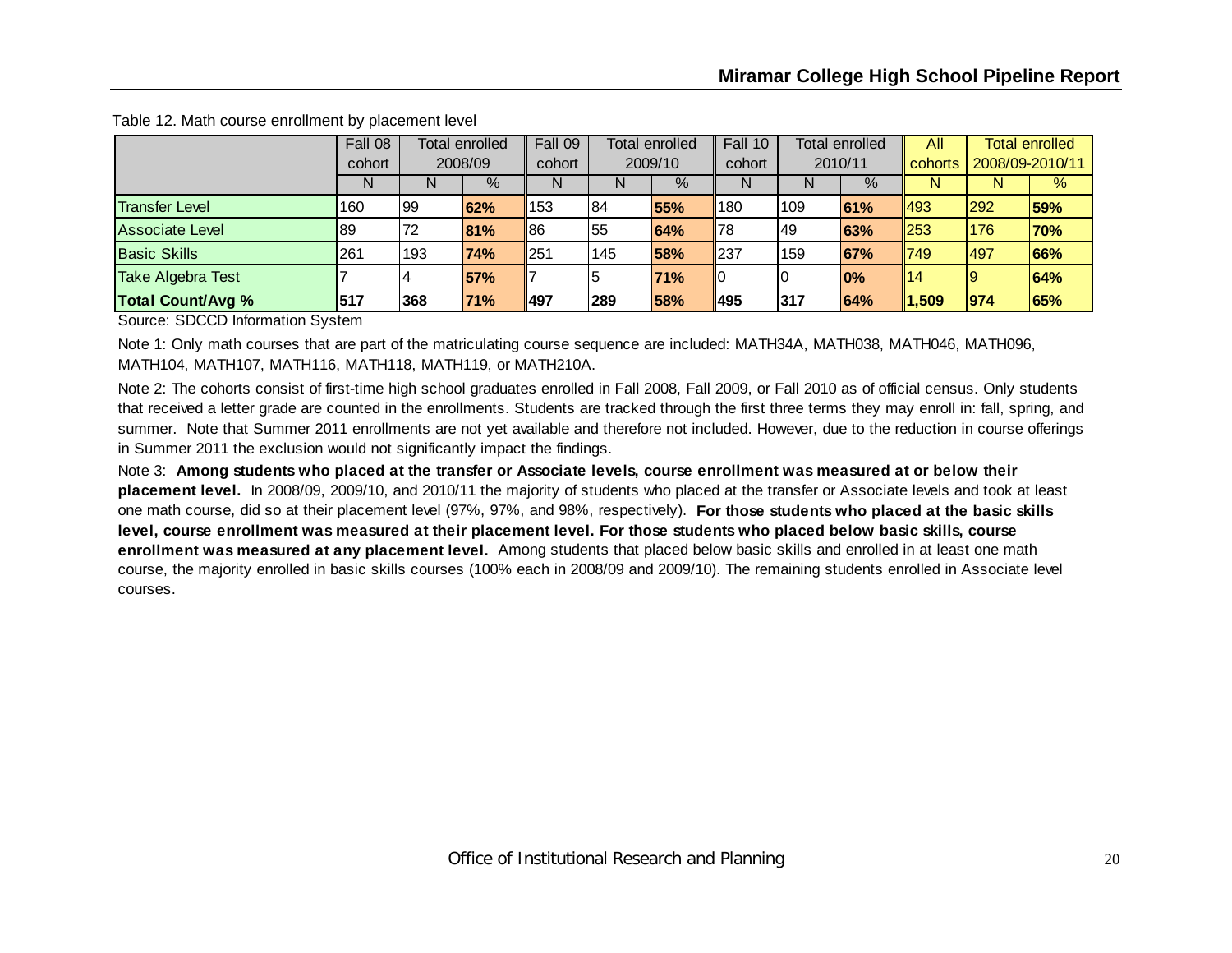Table 12. Math course enrollment by placement level

| | Fall 08 cohort | Total enrolled 2008/09 | | Fall 09 cohort | Total enrolled 2009/10 | | Fall 10 cohort | Total enrolled 2010/11 | | All cohorts | Total enrolled 2008/09-2010/11 | |
|---|---|---|---|---|---|---|---|---|---|---|---|---|
| | N | N | % | N | N | % | N | N | % | N | N | % |
| Transfer Level | 160 | 99 | **62%** | 153 | 84 | **55%** | 180 | 109 | **61%** | 493 | 292 | **59%** |
| Associate Level | 89 | 72 | **81%** | 86 | 55 | **64%** | 78 | 49 | **63%** | 253 | 176 | **70%** |
| Basic Skills | 261 | 193 | **74%** | 251 | 145 | **58%** | 237 | 159 | **67%** | 749 | 497 | **66%** |
| Take Algebra Test | 7 | 4 | **57%** | 7 | 5 | **71%** | 0 | 0 | **0%** | 14 | 9 | **64%** |
| **Total Count/Avg %** | **517** | **368** | **71%** | **497** | **289** | **58%** | **495** | **317** | **64%** | **1,509** | **974** | **65%** |

Source: SDCCD Information System

Note 1: Only math courses that are part of the matriculating course sequence are included: MATH34A, MATH038, MATH046, MATH096, MATH104, MATH107, MATH116, MATH118, MATH119, or MATH210A.

Note 2: The cohorts consist of first-time high school graduates enrolled in Fall 2008, Fall 2009, or Fall 2010 as of official census. Only students that received a letter grade are counted in the enrollments. Students are tracked through the first three terms they may enroll in: fall, spring, and summer. Note that Summer 2011 enrollments are not yet available and therefore not included. However, due to the reduction in course offerings in Summer 2011 the exclusion would not significantly impact the findings.

Note 3: **Among students who placed at the transfer or Associate levels, course enrollment was measured at or below their placement level.** In 2008/09, 2009/10, and 2010/11 the majority of students who placed at the transfer or Associate levels and took at least one math course, did so at their placement level (97%, 97%, and 98%, respectively). **For those students who placed at the basic skills level, course enrollment was measured at their placement level. For those students who placed below basic skills, course enrollment was measured at any placement level.** Among students that placed below basic skills and enrolled in at least one math course, the majority enrolled in basic skills courses (100% each in 2008/09 and 2009/10). The remaining students enrolled in Associate level courses.